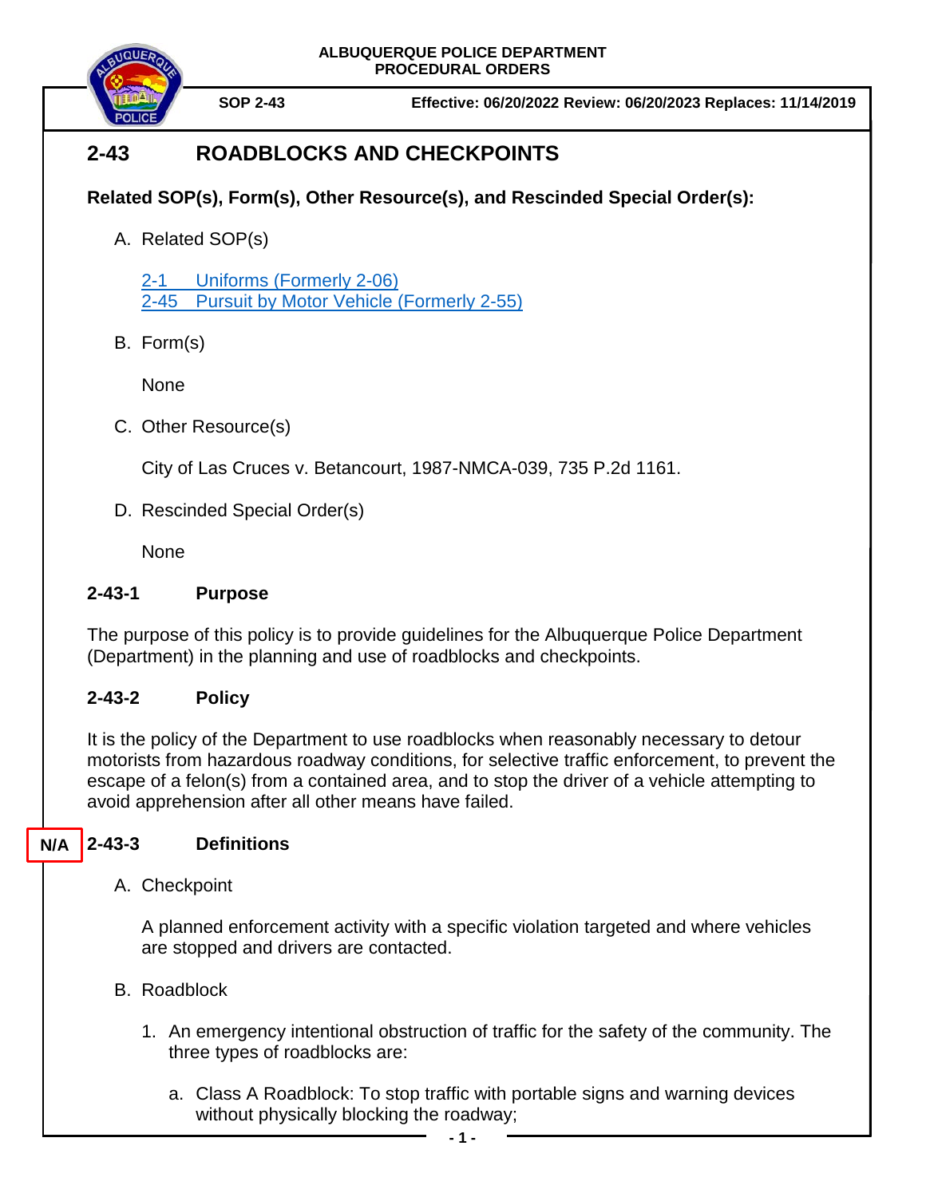ALBUQUERQUE POLICE DEPARTMENT
PROCEDURAL ORDERS

**SOP 2-43** **Effective: 06/20/2022 Review: 06/20/2023 Replaces: 11/14/2019**

# 2-43 ROADBLOCKS AND CHECKPOINTS

**Related SOP(s), Form(s), Other Resource(s), and Rescinded Special Order(s):**

A. Related SOP(s)

   [2-1 Uniforms (Formerly 2-06)]
   [2-45 Pursuit by Motor Vehicle (Formerly 2-55)]

B. Form(s)

   None

C. Other Resource(s)

   City of Las Cruces v. Betancourt, 1987-NMCA-039, 735 P.2d 1161.

D. Rescinded Special Order(s)

   None

## 2-43-1 Purpose

The purpose of this policy is to provide guidelines for the Albuquerque Police Department (Department) in the planning and use of roadblocks and checkpoints.

## 2-43-2 Policy

It is the policy of the Department to use roadblocks when reasonably necessary to detour motorists from hazardous roadway conditions, for selective traffic enforcement, to prevent the escape of a felon(s) from a contained area, and to stop the driver of a vehicle attempting to avoid apprehension after all other means have failed.

## N/A 2-43-3 Definitions

A. Checkpoint

   A planned enforcement activity with a specific violation targeted and where vehicles are stopped and drivers are contacted.

B. Roadblock

   1. An emergency intentional obstruction of traffic for the safety of the community. The three types of roadblocks are:

      a. Class A Roadblock: To stop traffic with portable signs and warning devices without physically blocking the roadway;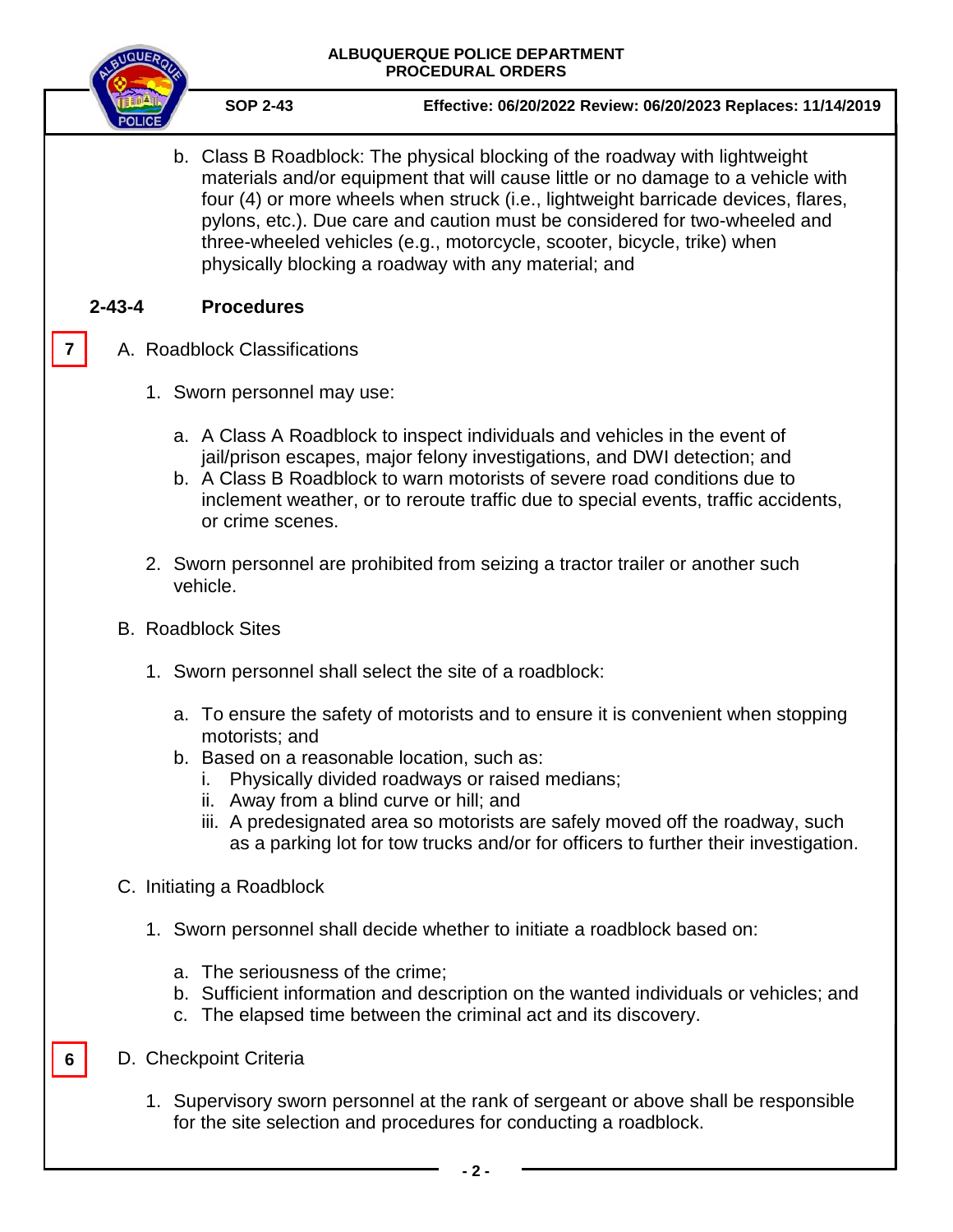b. Class B Roadblock: The physical blocking of the roadway with lightweight materials and/or equipment that will cause little or no damage to a vehicle with four (4) or more wheels when struck (i.e., lightweight barricade devices, flares, pylons, etc.). Due care and caution must be considered for two-wheeled and three-wheeled vehicles (e.g., motorcycle, scooter, bicycle, trike) when physically blocking a roadway with any material; and

## 2-43-4 Procedures

7

A. Roadblock Classifications

1. Sworn personnel may use:

   a. A Class A Roadblock to inspect individuals and vehicles in the event of jail/prison escapes, major felony investigations, and DWI detection; and
   b. A Class B Roadblock to warn motorists of severe road conditions due to inclement weather, or to reroute traffic due to special events, traffic accidents, or crime scenes.

2. Sworn personnel are prohibited from seizing a tractor trailer or another such vehicle.

B. Roadblock Sites

1. Sworn personnel shall select the site of a roadblock:

   a. To ensure the safety of motorists and to ensure it is convenient when stopping motorists; and
   b. Based on a reasonable location, such as:
      i. Physically divided roadways or raised medians;
      ii. Away from a blind curve or hill; and
      iii. A predesignated area so motorists are safely moved off the roadway, such as a parking lot for tow trucks and/or for officers to further their investigation.

C. Initiating a Roadblock

1. Sworn personnel shall decide whether to initiate a roadblock based on:

   a. The seriousness of the crime;
   b. Sufficient information and description on the wanted individuals or vehicles; and
   c. The elapsed time between the criminal act and its discovery.

6

D. Checkpoint Criteria

1. Supervisory sworn personnel at the rank of sergeant or above shall be responsible for the site selection and procedures for conducting a roadblock.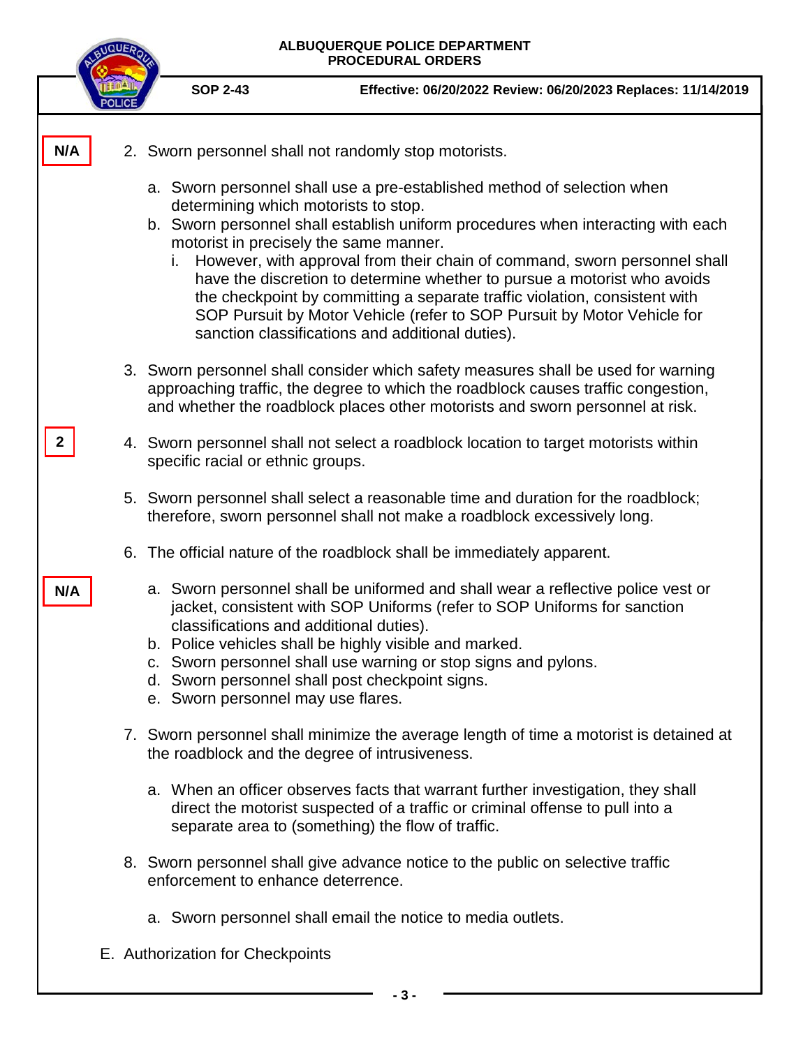N/A

2. Sworn personnel shall not randomly stop motorists.

   a. Sworn personnel shall use a pre-established method of selection when determining which motorists to stop.
   b. Sworn personnel shall establish uniform procedures when interacting with each motorist in precisely the same manner.
      i. However, with approval from their chain of command, sworn personnel shall have the discretion to determine whether to pursue a motorist who avoids the checkpoint by committing a separate traffic violation, consistent with SOP Pursuit by Motor Vehicle (refer to SOP Pursuit by Motor Vehicle for sanction classifications and additional duties).

3. Sworn personnel shall consider which safety measures shall be used for warning approaching traffic, the degree to which the roadblock causes traffic congestion, and whether the roadblock places other motorists and sworn personnel at risk.

2

4. Sworn personnel shall not select a roadblock location to target motorists within specific racial or ethnic groups.

5. Sworn personnel shall select a reasonable time and duration for the roadblock; therefore, sworn personnel shall not make a roadblock excessively long.

6. The official nature of the roadblock shall be immediately apparent.

N/A

   a. Sworn personnel shall be uniformed and shall wear a reflective police vest or jacket, consistent with SOP Uniforms (refer to SOP Uniforms for sanction classifications and additional duties).
   b. Police vehicles shall be highly visible and marked.
   c. Sworn personnel shall use warning or stop signs and pylons.
   d. Sworn personnel shall post checkpoint signs.
   e. Sworn personnel may use flares.

7. Sworn personnel shall minimize the average length of time a motorist is detained at the roadblock and the degree of intrusiveness.

   a. When an officer observes facts that warrant further investigation, they shall direct the motorist suspected of a traffic or criminal offense to pull into a separate area to (something) the flow of traffic.

8. Sworn personnel shall give advance notice to the public on selective traffic enforcement to enhance deterrence.

   a. Sworn personnel shall email the notice to media outlets.

E. Authorization for Checkpoints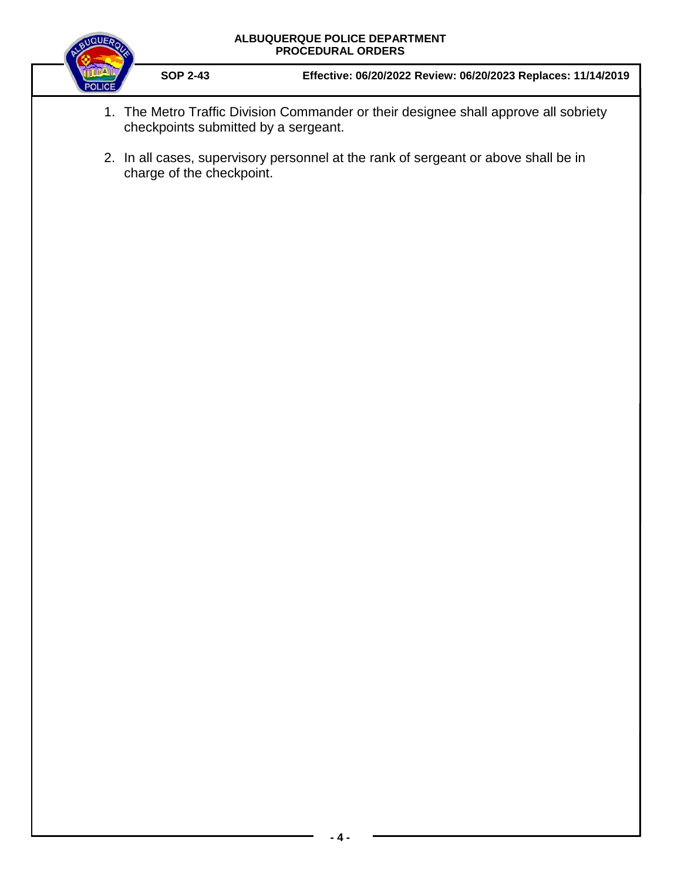1. The Metro Traffic Division Commander or their designee shall approve all sobriety checkpoints submitted by a sergeant.

2. In all cases, supervisory personnel at the rank of sergeant or above shall be in charge of the checkpoint.